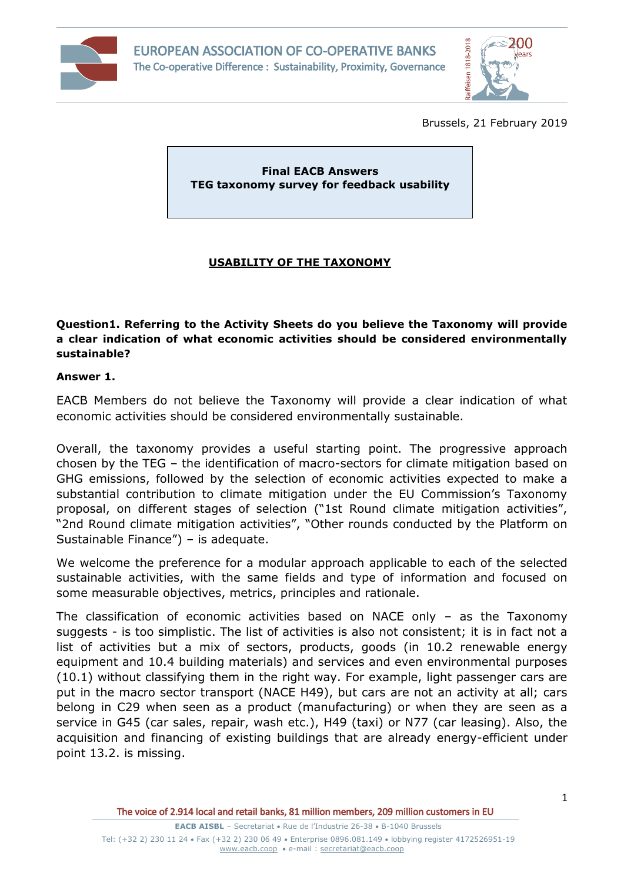Brussels, 21 February 2019

**Final EACB Answers**
**TEG taxonomy survey for feedback usability**

## USABILITY OF THE TAXONOMY

**Question1. Referring to the Activity Sheets do you believe the Taxonomy will provide a clear indication of what economic activities should be considered environmentally sustainable?**

**Answer 1.**

EACB Members do not believe the Taxonomy will provide a clear indication of what economic activities should be considered environmentally sustainable.

Overall, the taxonomy provides a useful starting point. The progressive approach chosen by the TEG – the identification of macro-sectors for climate mitigation based on GHG emissions, followed by the selection of economic activities expected to make a substantial contribution to climate mitigation under the EU Commission's Taxonomy proposal, on different stages of selection ("1st Round climate mitigation activities", "2nd Round climate mitigation activities", "Other rounds conducted by the Platform on Sustainable Finance") – is adequate.

We welcome the preference for a modular approach applicable to each of the selected sustainable activities, with the same fields and type of information and focused on some measurable objectives, metrics, principles and rationale.

The classification of economic activities based on NACE only – as the Taxonomy suggests - is too simplistic. The list of activities is also not consistent; it is in fact not a list of activities but a mix of sectors, products, goods (in 10.2 renewable energy equipment and 10.4 building materials) and services and even environmental purposes (10.1) without classifying them in the right way. For example, light passenger cars are put in the macro sector transport (NACE H49), but cars are not an activity at all; cars belong in C29 when seen as a product (manufacturing) or when they are seen as a service in G45 (car sales, repair, wash etc.), H49 (taxi) or N77 (car leasing). Also, the acquisition and financing of existing buildings that are already energy-efficient under point 13.2. is missing.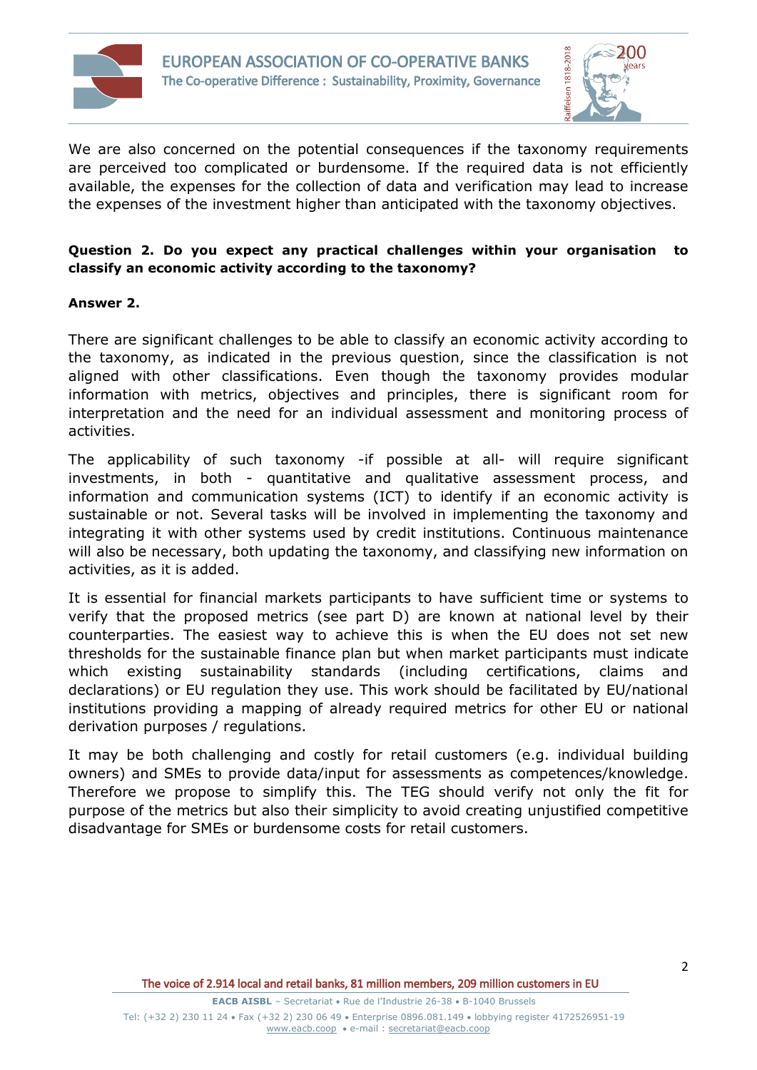We are also concerned on the potential consequences if the taxonomy requirements are perceived too complicated or burdensome. If the required data is not efficiently available, the expenses for the collection of data and verification may lead to increase the expenses of the investment higher than anticipated with the taxonomy objectives.

**Question 2. Do you expect any practical challenges within your organisation to classify an economic activity according to the taxonomy?**

**Answer 2.**

There are significant challenges to be able to classify an economic activity according to the taxonomy, as indicated in the previous question, since the classification is not aligned with other classifications. Even though the taxonomy provides modular information with metrics, objectives and principles, there is significant room for interpretation and the need for an individual assessment and monitoring process of activities.

The applicability of such taxonomy -if possible at all- will require significant investments, in both - quantitative and qualitative assessment process, and information and communication systems (ICT) to identify if an economic activity is sustainable or not. Several tasks will be involved in implementing the taxonomy and integrating it with other systems used by credit institutions. Continuous maintenance will also be necessary, both updating the taxonomy, and classifying new information on activities, as it is added.

It is essential for financial markets participants to have sufficient time or systems to verify that the proposed metrics (see part D) are known at national level by their counterparties. The easiest way to achieve this is when the EU does not set new thresholds for the sustainable finance plan but when market participants must indicate which existing sustainability standards (including certifications, claims and declarations) or EU regulation they use. This work should be facilitated by EU/national institutions providing a mapping of already required metrics for other EU or national derivation purposes / regulations.

It may be both challenging and costly for retail customers (e.g. individual building owners) and SMEs to provide data/input for assessments as competences/knowledge. Therefore we propose to simplify this. The TEG should verify not only the fit for purpose of the metrics but also their simplicity to avoid creating unjustified competitive disadvantage for SMEs or burdensome costs for retail customers.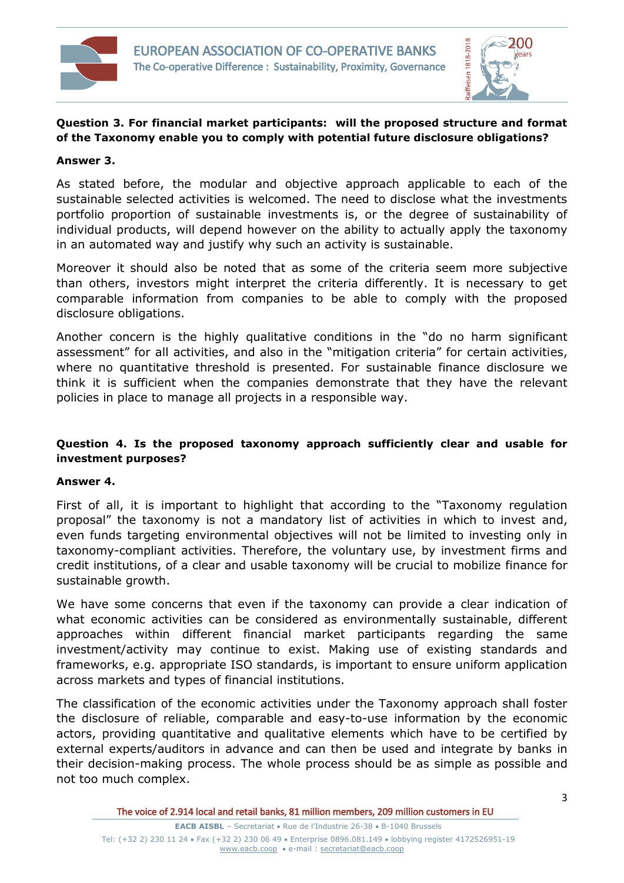**Question 3. For financial market participants: will the proposed structure and format of the Taxonomy enable you to comply with potential future disclosure obligations?**

**Answer 3.**

As stated before, the modular and objective approach applicable to each of the sustainable selected activities is welcomed. The need to disclose what the investments portfolio proportion of sustainable investments is, or the degree of sustainability of individual products, will depend however on the ability to actually apply the taxonomy in an automated way and justify why such an activity is sustainable.

Moreover it should also be noted that as some of the criteria seem more subjective than others, investors might interpret the criteria differently. It is necessary to get comparable information from companies to be able to comply with the proposed disclosure obligations.

Another concern is the highly qualitative conditions in the "do no harm significant assessment" for all activities, and also in the "mitigation criteria" for certain activities, where no quantitative threshold is presented. For sustainable finance disclosure we think it is sufficient when the companies demonstrate that they have the relevant policies in place to manage all projects in a responsible way.

**Question 4. Is the proposed taxonomy approach sufficiently clear and usable for investment purposes?**

**Answer 4.**

First of all, it is important to highlight that according to the "Taxonomy regulation proposal" the taxonomy is not a mandatory list of activities in which to invest and, even funds targeting environmental objectives will not be limited to investing only in taxonomy-compliant activities. Therefore, the voluntary use, by investment firms and credit institutions, of a clear and usable taxonomy will be crucial to mobilize finance for sustainable growth.

We have some concerns that even if the taxonomy can provide a clear indication of what economic activities can be considered as environmentally sustainable, different approaches within different financial market participants regarding the same investment/activity may continue to exist. Making use of existing standards and frameworks, e.g. appropriate ISO standards, is important to ensure uniform application across markets and types of financial institutions.

The classification of the economic activities under the Taxonomy approach shall foster the disclosure of reliable, comparable and easy-to-use information by the economic actors, providing quantitative and qualitative elements which have to be certified by external experts/auditors in advance and can then be used and integrate by banks in their decision-making process. The whole process should be as simple as possible and not too much complex.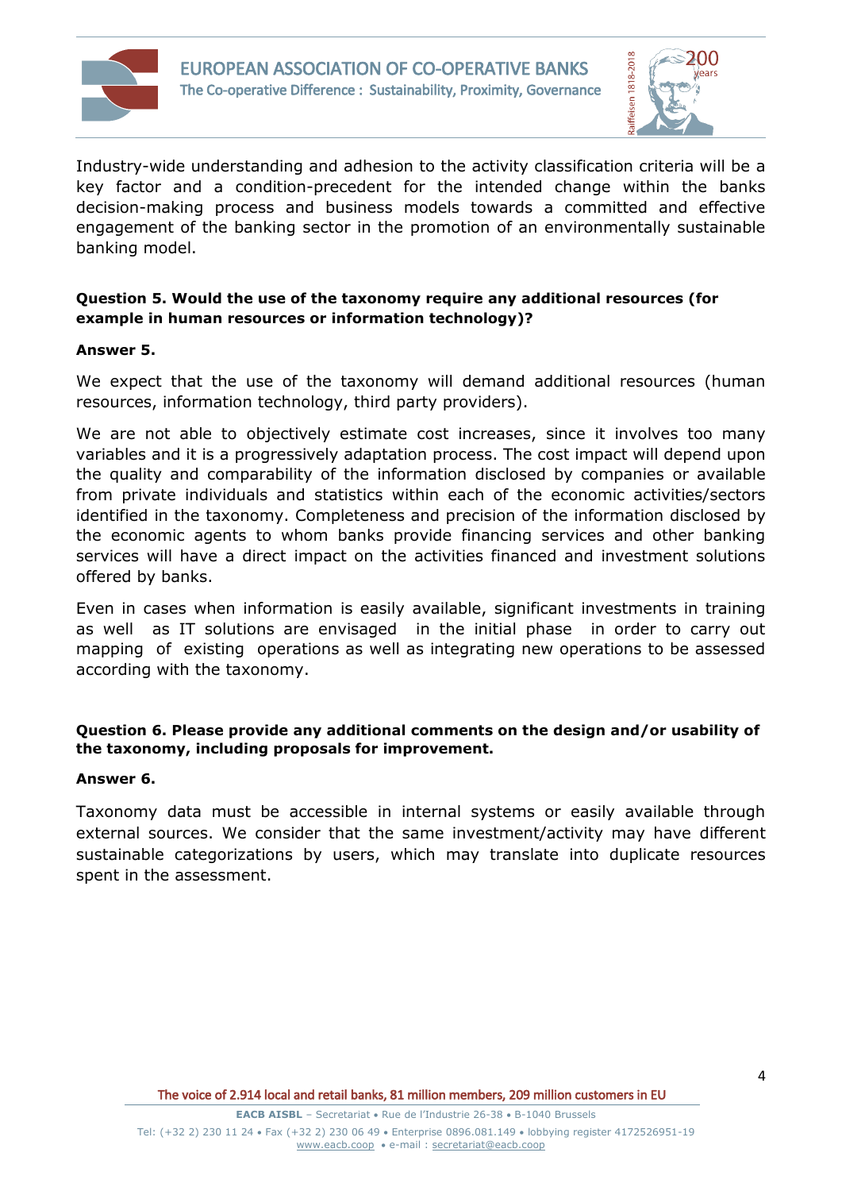Industry-wide understanding and adhesion to the activity classification criteria will be a key factor and a condition-precedent for the intended change within the banks decision-making process and business models towards a committed and effective engagement of the banking sector in the promotion of an environmentally sustainable banking model.

**Question 5. Would the use of the taxonomy require any additional resources (for example in human resources or information technology)?**

**Answer 5.**

We expect that the use of the taxonomy will demand additional resources (human resources, information technology, third party providers).

We are not able to objectively estimate cost increases, since it involves too many variables and it is a progressively adaptation process. The cost impact will depend upon the quality and comparability of the information disclosed by companies or available from private individuals and statistics within each of the economic activities/sectors identified in the taxonomy. Completeness and precision of the information disclosed by the economic agents to whom banks provide financing services and other banking services will have a direct impact on the activities financed and investment solutions offered by banks.

Even in cases when information is easily available, significant investments in training as well as IT solutions are envisaged in the initial phase in order to carry out mapping of existing operations as well as integrating new operations to be assessed according with the taxonomy.

**Question 6. Please provide any additional comments on the design and/or usability of the taxonomy, including proposals for improvement.**

**Answer 6.**

Taxonomy data must be accessible in internal systems or easily available through external sources. We consider that the same investment/activity may have different sustainable categorizations by users, which may translate into duplicate resources spent in the assessment.